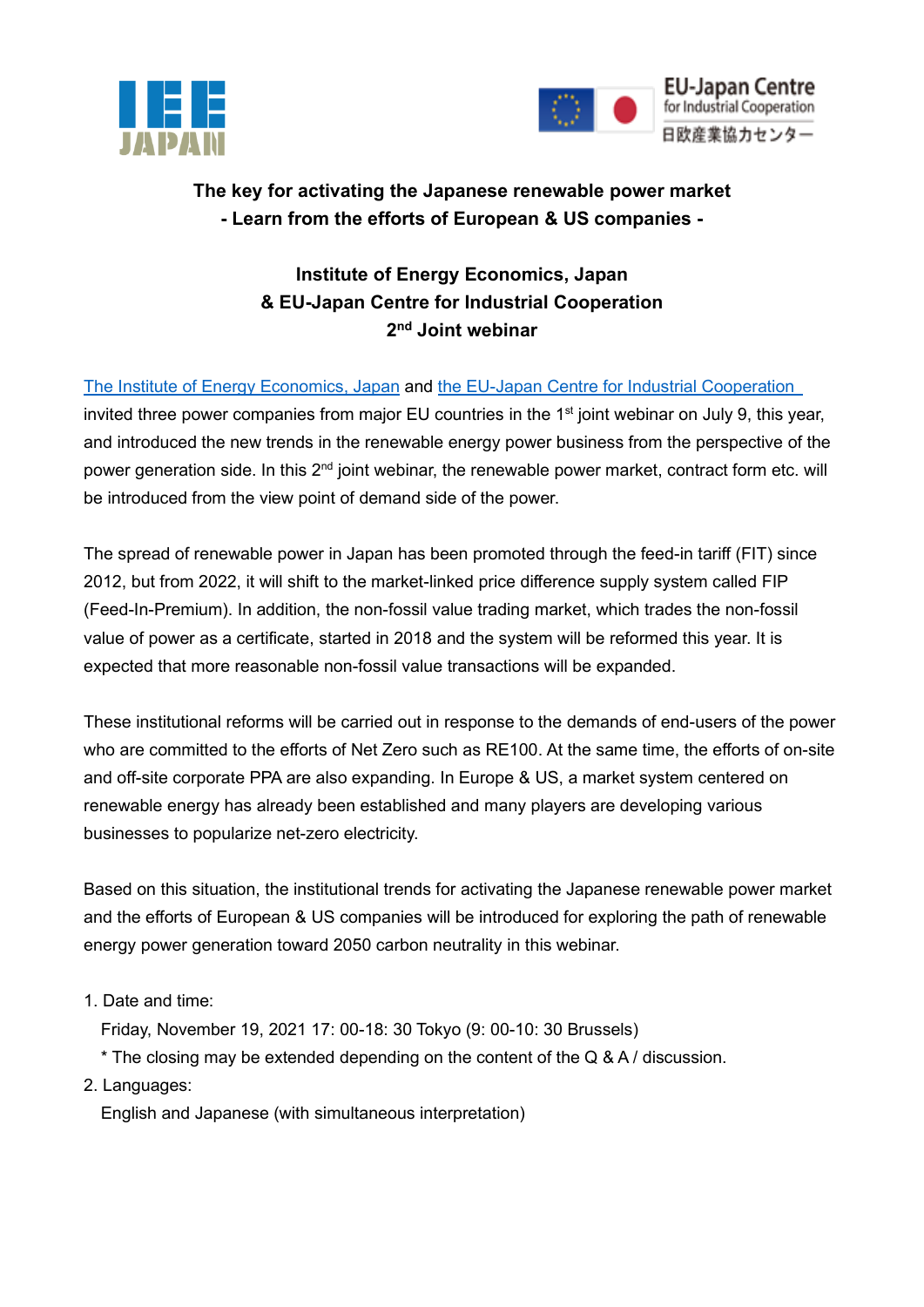**The key for activating the Japanese renewable power market**
**- Learn from the efforts of European & US companies -**

**Institute of Energy Economics, Japan**
**& EU-Japan Centre for Industrial Cooperation**
**2nd Joint webinar**

The Institute of Energy Economics, Japan and the EU-Japan Centre for Industrial Cooperation invited three power companies from major EU countries in the 1st joint webinar on July 9, this year, and introduced the new trends in the renewable energy power business from the perspective of the power generation side. In this 2nd joint webinar, the renewable power market, contract form etc. will be introduced from the view point of demand side of the power.

The spread of renewable power in Japan has been promoted through the feed-in tariff (FIT) since 2012, but from 2022, it will shift to the market-linked price difference supply system called FIP (Feed-In-Premium). In addition, the non-fossil value trading market, which trades the non-fossil value of power as a certificate, started in 2018 and the system will be reformed this year. It is expected that more reasonable non-fossil value transactions will be expanded.

These institutional reforms will be carried out in response to the demands of end-users of the power who are committed to the efforts of Net Zero such as RE100. At the same time, the efforts of on-site and off-site corporate PPA are also expanding. In Europe & US, a market system centered on renewable energy has already been established and many players are developing various businesses to popularize net-zero electricity.

Based on this situation, the institutional trends for activating the Japanese renewable power market and the efforts of European & US companies will be introduced for exploring the path of renewable energy power generation toward 2050 carbon neutrality in this webinar.

1. Date and time:
   Friday, November 19, 2021 17: 00-18: 30 Tokyo (9: 00-10: 30 Brussels)
   * The closing may be extended depending on the content of the Q & A / discussion.
2. Languages:
   English and Japanese (with simultaneous interpretation)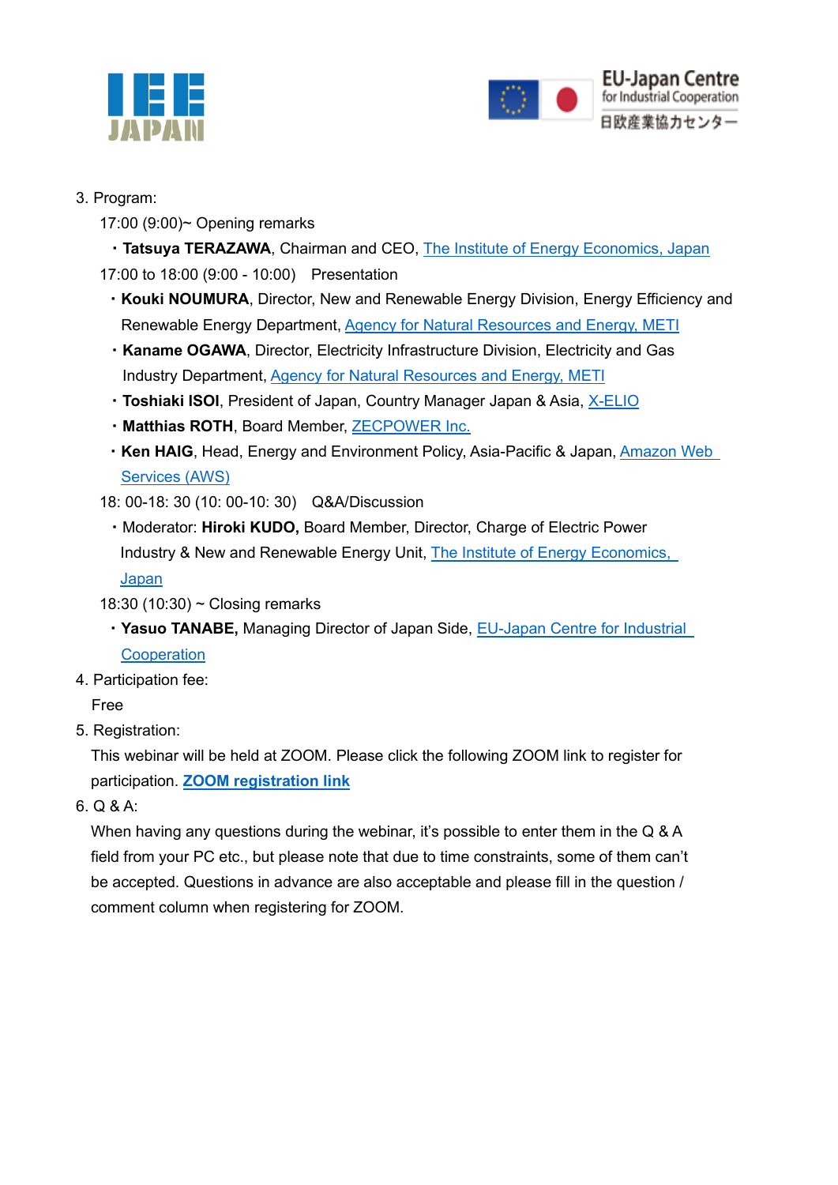3. Program:

   17:00 (9:00)~ Opening remarks

   ・**Tatsuya TERAZAWA**, Chairman and CEO, The Institute of Energy Economics, Japan

   17:00 to 18:00 (9:00 - 10:00)　Presentation

   ・**Kouki NOUMURA**, Director, New and Renewable Energy Division, Energy Efficiency and Renewable Energy Department, Agency for Natural Resources and Energy, METI

   ・**Kaname OGAWA**, Director, Electricity Infrastructure Division, Electricity and Gas Industry Department, Agency for Natural Resources and Energy, METI

   ・**Toshiaki ISOI**, President of Japan, Country Manager Japan & Asia, X-ELIO

   ・**Matthias ROTH**, Board Member, ZECPOWER Inc.

   ・**Ken HAIG**, Head, Energy and Environment Policy, Asia-Pacific & Japan, Amazon Web Services (AWS)

   18: 00-18: 30 (10: 00-10: 30)　Q&A/Discussion

   ・Moderator: **Hiroki KUDO,** Board Member, Director, Charge of Electric Power Industry & New and Renewable Energy Unit, The Institute of Energy Economics, Japan

   18:30 (10:30) ~ Closing remarks

   ・**Yasuo TANABE,** Managing Director of Japan Side, EU-Japan Centre for Industrial Cooperation

4. Participation fee:

   Free

5. Registration:

   This webinar will be held at ZOOM. Please click the following ZOOM link to register for participation. **ZOOM registration link**

6. Q & A:

   When having any questions during the webinar, it's possible to enter them in the Q & A field from your PC etc., but please note that due to time constraints, some of them can't be accepted. Questions in advance are also acceptable and please fill in the question / comment column when registering for ZOOM.